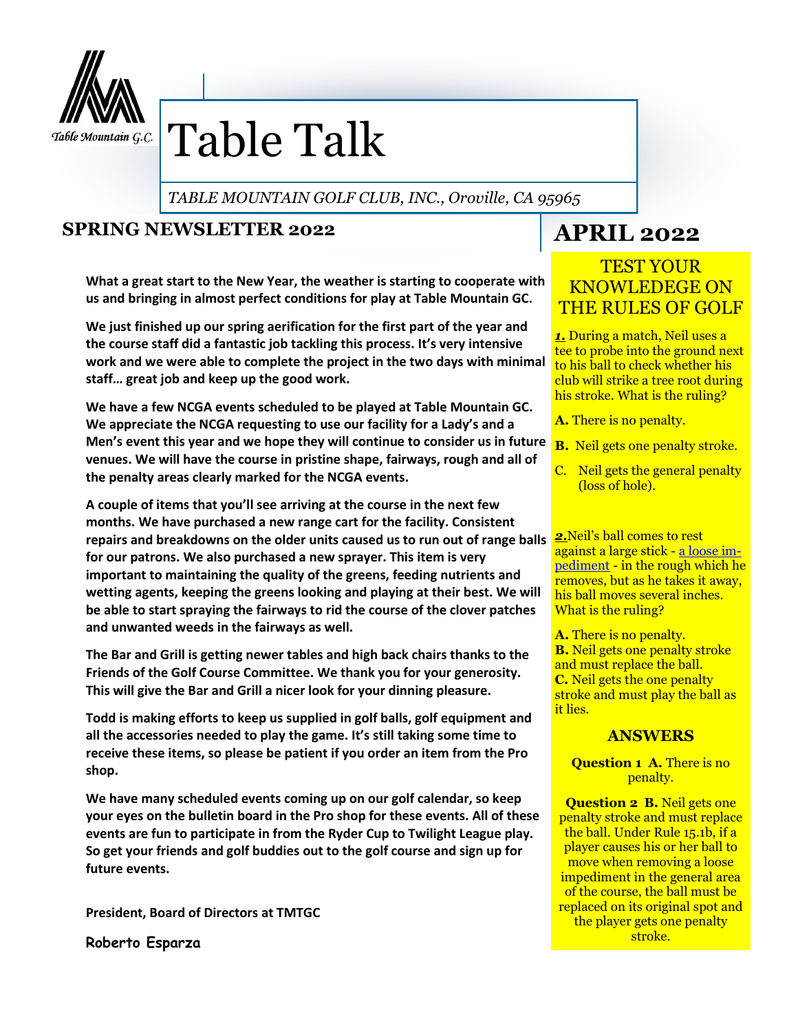Table Mountain G.C.

# Table Talk

*TABLE MOUNTAIN GOLF CLUB, INC., Oroville, CA 95965*

## SPRING NEWSLETTER 2022

**What a great start to the New Year, the weather is starting to cooperate with us and bringing in almost perfect conditions for play at Table Mountain GC.**

**We just finished up our spring aerification for the first part of the year and the course staff did a fantastic job tackling this process. It's very intensive work and we were able to complete the project in the two days with minimal staff… great job and keep up the good work.**

**We have a few NCGA events scheduled to be played at Table Mountain GC. We appreciate the NCGA requesting to use our facility for a Lady's and a Men's event this year and we hope they will continue to consider us in future venues. We will have the course in pristine shape, fairways, rough and all of the penalty areas clearly marked for the NCGA events.**

**A couple of items that you'll see arriving at the course in the next few months. We have purchased a new range cart for the facility. Consistent repairs and breakdowns on the older units caused us to run out of range balls for our patrons. We also purchased a new sprayer. This item is very important to maintaining the quality of the greens, feeding nutrients and wetting agents, keeping the greens looking and playing at their best. We will be able to start spraying the fairways to rid the course of the clover patches and unwanted weeds in the fairways as well.**

**The Bar and Grill is getting newer tables and high back chairs thanks to the Friends of the Golf Course Committee. We thank you for your generosity. This will give the Bar and Grill a nicer look for your dinning pleasure.**

**Todd is making efforts to keep us supplied in golf balls, golf equipment and all the accessories needed to play the game. It's still taking some time to receive these items, so please be patient if you order an item from the Pro shop.**

**We have many scheduled events coming up on our golf calendar, so keep your eyes on the bulletin board in the Pro shop for these events. All of these events are fun to participate in from the Ryder Cup to Twilight League play. So get your friends and golf buddies out to the golf course and sign up for future events.**

**President, Board of Directors at TMTGC**

**Roberto Esparza**

## APRIL 2022

### TEST YOUR KNOWLEDEGE ON THE RULES OF GOLF

***1.*** During a match, Neil uses a tee to probe into the ground next to his ball to check whether his club will strike a tree root during his stroke. What is the ruling?

**A.** There is no penalty.

**B.** Neil gets one penalty stroke.

C. Neil gets the general penalty (loss of hole).

***2.*** Neil's ball comes to rest against a large stick - [a loose impediment]() - in the rough which he removes, but as he takes it away, his ball moves several inches. What is the ruling?

**A.** There is no penalty.
**B.** Neil gets one penalty stroke and must replace the ball.
**C.** Neil gets the one penalty stroke and must play the ball as it lies.

### ANSWERS

**Question 1 A.** There is no penalty.

**Question 2 B.** Neil gets one penalty stroke and must replace the ball. Under Rule 15.1b, if a player causes his or her ball to move when removing a loose impediment in the general area of the course, the ball must be replaced on its original spot and the player gets one penalty stroke.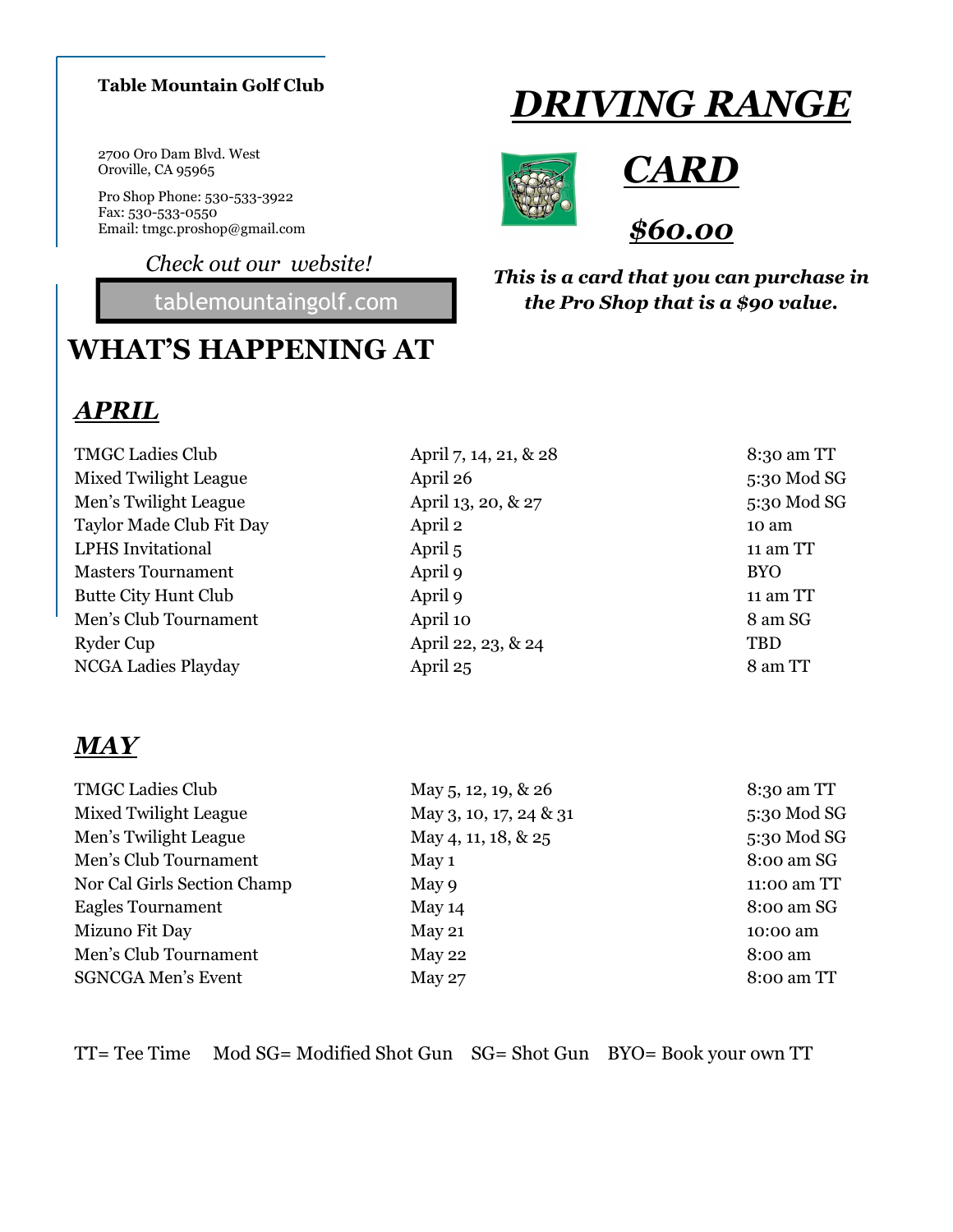**Table Mountain Golf Club**

2700 Oro Dam Blvd. West
Oroville, CA 95965

Pro Shop Phone: 530-533-3922
Fax: 530-533-0550
Email: tmgc.proshop@gmail.com

*Check out our website!*

tablemountaingolf.com

# ***DRIVING RANGE CARD***

## ***$60.00***

***This is a card that you can purchase in the Pro Shop that is a $90 value.***

# WHAT'S HAPPENING AT

## ***APRIL***

| | | |
|---|---|---|
| TMGC Ladies Club | April 7, 14, 21, & 28 | 8:30 am TT |
| Mixed Twilight League | April 26 | 5:30 Mod SG |
| Men's Twilight League | April 13, 20, & 27 | 5:30 Mod SG |
| Taylor Made Club Fit Day | April 2 | 10 am |
| LPHS Invitational | April 5 | 11 am TT |
| Masters Tournament | April 9 | BYO |
| Butte City Hunt Club | April 9 | 11 am TT |
| Men's Club Tournament | April 10 | 8 am SG |
| Ryder Cup | April 22, 23, & 24 | TBD |
| NCGA Ladies Playday | April 25 | 8 am TT |

## ***MAY***

| | | |
|---|---|---|
| TMGC Ladies Club | May 5, 12, 19, & 26 | 8:30 am TT |
| Mixed Twilight League | May 3, 10, 17, 24 & 31 | 5:30 Mod SG |
| Men's Twilight League | May 4, 11, 18, & 25 | 5:30 Mod SG |
| Men's Club Tournament | May 1 | 8:00 am SG |
| Nor Cal Girls Section Champ | May 9 | 11:00 am TT |
| Eagles Tournament | May 14 | 8:00 am SG |
| Mizuno Fit Day | May 21 | 10:00 am |
| Men's Club Tournament | May 22 | 8:00 am |
| SGNCGA Men's Event | May 27 | 8:00 am TT |

TT= Tee Time  Mod SG= Modified Shot Gun  SG= Shot Gun  BYO= Book your own TT